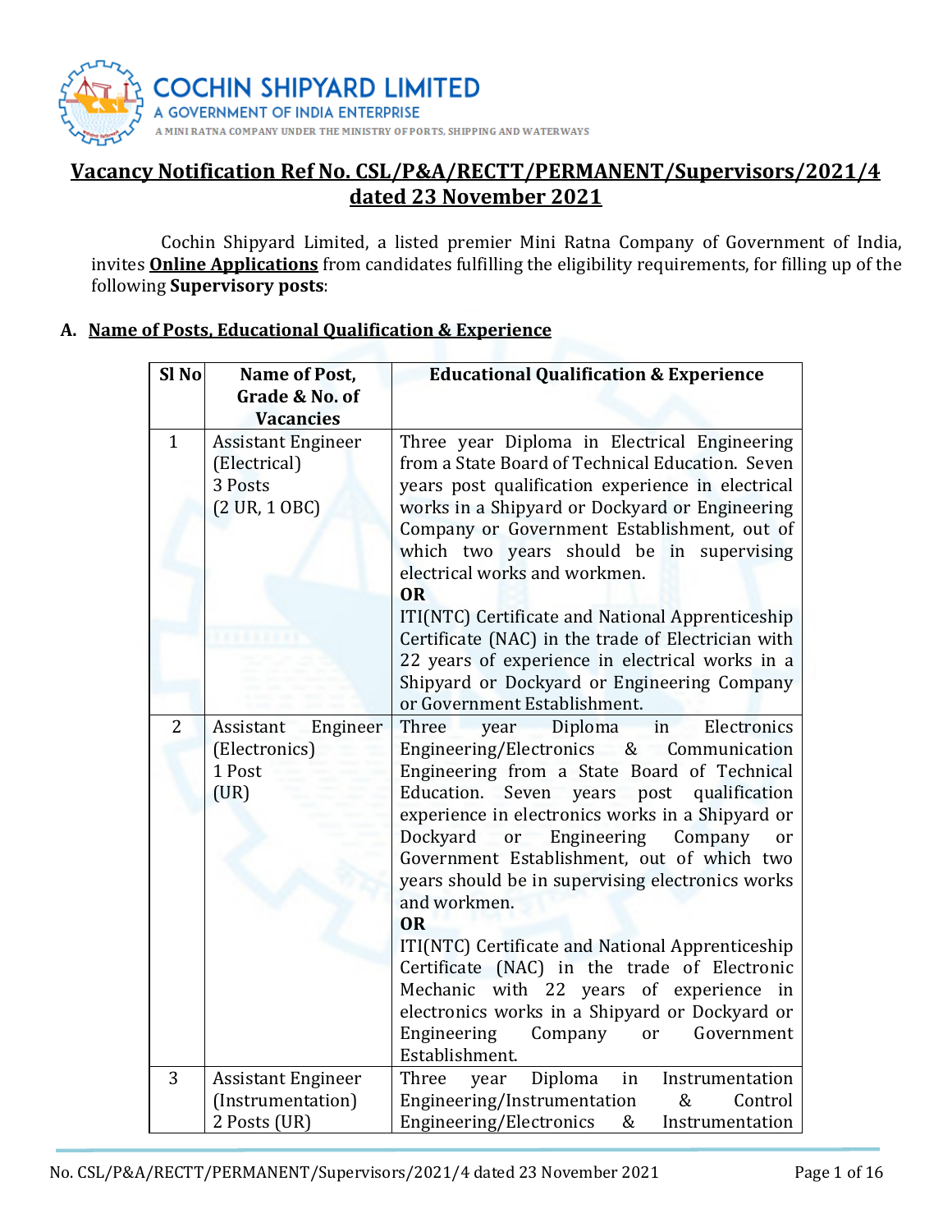**COCHIN SHIPYARD LIMITED**
A GOVERNMENT OF INDIA ENTERPRISE
A MINI RATNA COMPANY UNDER THE MINISTRY OF PORTS, SHIPPING AND WATERWAYS

# Vacancy Notification Ref No. CSL/P&A/RECTT/PERMANENT/Supervisors/2021/4 dated 23 November 2021

Cochin Shipyard Limited, a listed premier Mini Ratna Company of Government of India, invites **Online Applications** from candidates fulfilling the eligibility requirements, for filling up of the following **Supervisory posts**:

## A. Name of Posts, Educational Qualification & Experience

| Sl No | Name of Post, Grade & No. of Vacancies | Educational Qualification & Experience |
|---|---|---|
| 1 | Assistant Engineer (Electrical)<br>3 Posts<br>(2 UR, 1 OBC) | Three year Diploma in Electrical Engineering from a State Board of Technical Education. Seven years post qualification experience in electrical works in a Shipyard or Dockyard or Engineering Company or Government Establishment, out of which two years should be in supervising electrical works and workmen.<br>**OR**<br>ITI(NTC) Certificate and National Apprenticeship Certificate (NAC) in the trade of Electrician with 22 years of experience in electrical works in a Shipyard or Dockyard or Engineering Company or Government Establishment. |
| 2 | Assistant Engineer (Electronics)<br>1 Post<br>(UR) | Three year Diploma in Electronics Engineering/Electronics & Communication Engineering from a State Board of Technical Education. Seven years post qualification experience in electronics works in a Shipyard or Dockyard or Engineering Company or Government Establishment, out of which two years should be in supervising electronics works and workmen.<br>**OR**<br>ITI(NTC) Certificate and National Apprenticeship Certificate (NAC) in the trade of Electronic Mechanic with 22 years of experience in electronics works in a Shipyard or Dockyard or Engineering Company or Government Establishment. |
| 3 | Assistant Engineer (Instrumentation)<br>2 Posts (UR) | Three year Diploma in Instrumentation Engineering/Instrumentation & Control Engineering/Electronics & Instrumentation |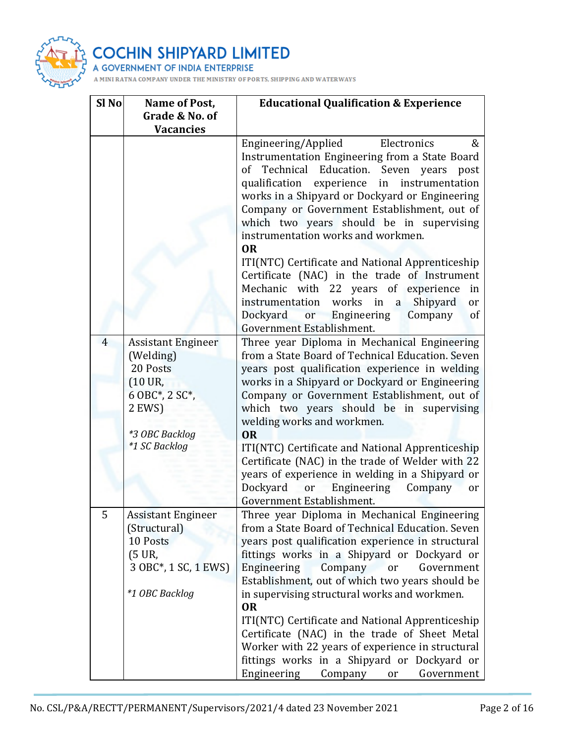| Sl No | Name of Post, Grade & No. of Vacancies | Educational Qualification & Experience |
|---|---|---|
| | | Engineering/Applied Electronics & Instrumentation Engineering from a State Board of Technical Education. Seven years post qualification experience in instrumentation works in a Shipyard or Dockyard or Engineering Company or Government Establishment, out of which two years should be in supervising instrumentation works and workmen.<br>**OR**<br>ITI(NTC) Certificate and National Apprenticeship Certificate (NAC) in the trade of Instrument Mechanic with 22 years of experience in instrumentation works in a Shipyard or Dockyard or Engineering Company of Government Establishment. |
| 4 | Assistant Engineer (Welding)<br>20 Posts<br>(10 UR,<br>6 OBC*, 2 SC*,<br>2 EWS)<br><br>*\*3 OBC Backlog*<br>*\*1 SC Backlog* | Three year Diploma in Mechanical Engineering from a State Board of Technical Education. Seven years post qualification experience in welding works in a Shipyard or Dockyard or Engineering Company or Government Establishment, out of which two years should be in supervising welding works and workmen.<br>**OR**<br>ITI(NTC) Certificate and National Apprenticeship Certificate (NAC) in the trade of Welder with 22 years of experience in welding in a Shipyard or Dockyard or Engineering Company or Government Establishment. |
| 5 | Assistant Engineer (Structural)<br>10 Posts<br>(5 UR,<br>3 OBC*, 1 SC, 1 EWS)<br><br>*\*1 OBC Backlog* | Three year Diploma in Mechanical Engineering from a State Board of Technical Education. Seven years post qualification experience in structural fittings works in a Shipyard or Dockyard or Engineering Company or Government Establishment, out of which two years should be in supervising structural works and workmen.<br>**OR**<br>ITI(NTC) Certificate and National Apprenticeship Certificate (NAC) in the trade of Sheet Metal Worker with 22 years of experience in structural fittings works in a Shipyard or Dockyard or Engineering Company or Government |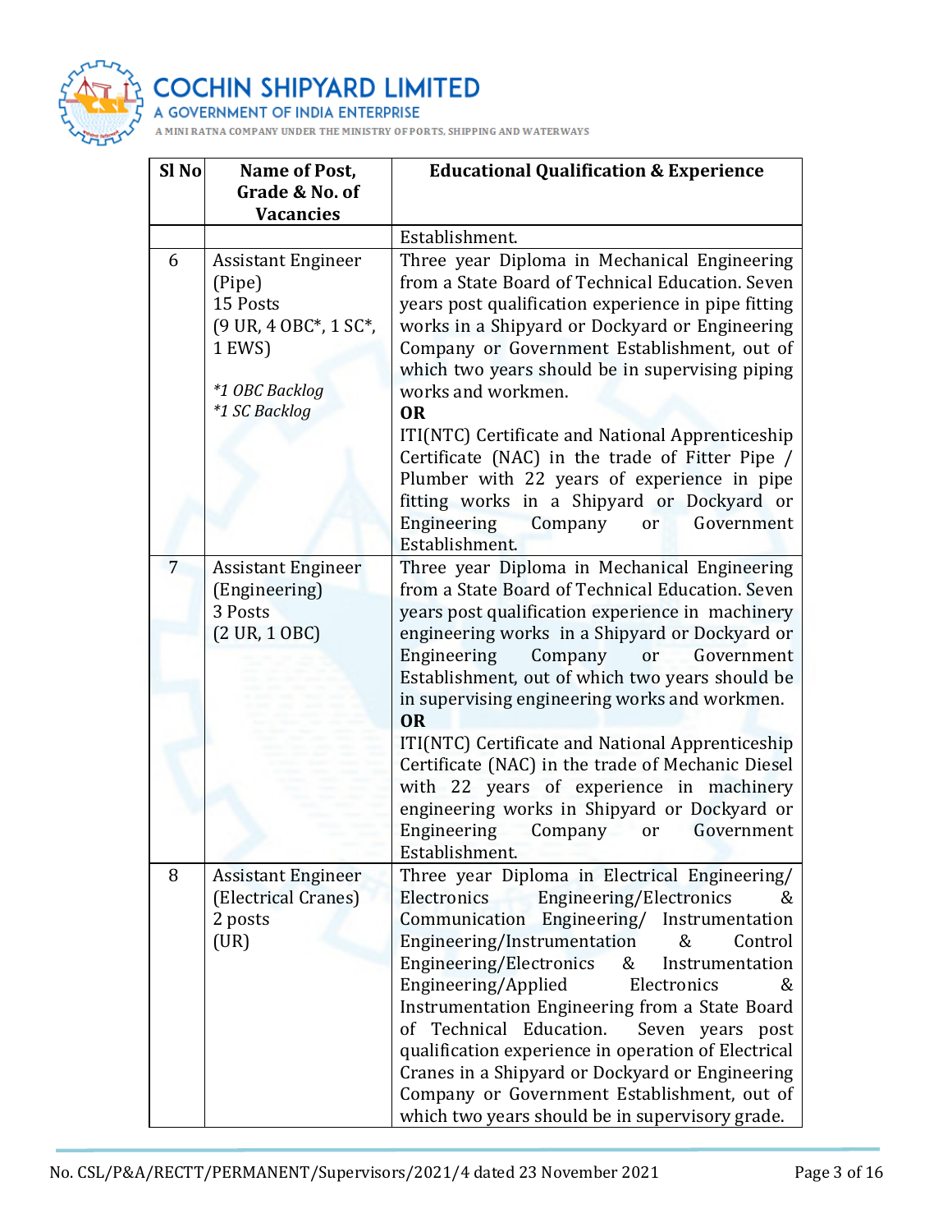| Sl No | Name of Post, Grade & No. of Vacancies | Educational Qualification & Experience |
|---|---|---|
| | | Establishment. |
| 6 | Assistant Engineer (Pipe)<br>15 Posts<br>(9 UR, 4 OBC*, 1 SC*, 1 EWS)<br><br>*\*1 OBC Backlog*<br>*\*1 SC Backlog* | Three year Diploma in Mechanical Engineering from a State Board of Technical Education. Seven years post qualification experience in pipe fitting works in a Shipyard or Dockyard or Engineering Company or Government Establishment, out of which two years should be in supervising piping works and workmen.<br>**OR**<br>ITI(NTC) Certificate and National Apprenticeship Certificate (NAC) in the trade of Fitter Pipe / Plumber with 22 years of experience in pipe fitting works in a Shipyard or Dockyard or Engineering Company or Government Establishment. |
| 7 | Assistant Engineer (Engineering)<br>3 Posts<br>(2 UR, 1 OBC) | Three year Diploma in Mechanical Engineering from a State Board of Technical Education. Seven years post qualification experience in machinery engineering works in a Shipyard or Dockyard or Engineering Company or Government Establishment, out of which two years should be in supervising engineering works and workmen.<br>**OR**<br>ITI(NTC) Certificate and National Apprenticeship Certificate (NAC) in the trade of Mechanic Diesel with 22 years of experience in machinery engineering works in Shipyard or Dockyard or Engineering Company or Government Establishment. |
| 8 | Assistant Engineer (Electrical Cranes)<br>2 posts<br>(UR) | Three year Diploma in Electrical Engineering/ Electronics Engineering/Electronics & Communication Engineering/ Instrumentation Engineering/Instrumentation & Control Engineering/Electronics & Instrumentation Engineering/Applied Electronics & Instrumentation Engineering from a State Board of Technical Education. Seven years post qualification experience in operation of Electrical Cranes in a Shipyard or Dockyard or Engineering Company or Government Establishment, out of which two years should be in supervisory grade. |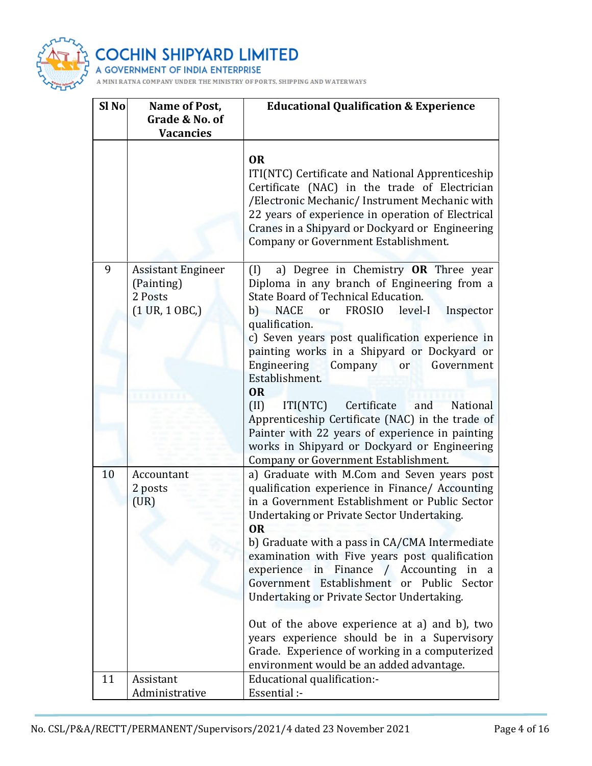| Sl No | Name of Post, Grade & No. of Vacancies | Educational Qualification & Experience |
|---|---|---|
| | | **OR**<br>ITI(NTC) Certificate and National Apprenticeship Certificate (NAC) in the trade of Electrician /Electronic Mechanic/ Instrument Mechanic with 22 years of experience in operation of Electrical Cranes in a Shipyard or Dockyard or Engineering Company or Government Establishment. |
| 9 | Assistant Engineer (Painting)<br>2 Posts<br>(1 UR, 1 OBC,) | (I) a) Degree in Chemistry **OR** Three year Diploma in any branch of Engineering from a State Board of Technical Education.<br>b) NACE or FROSIO level-I Inspector qualification.<br>c) Seven years post qualification experience in painting works in a Shipyard or Dockyard or Engineering Company or Government Establishment.<br>**OR**<br>(II) ITI(NTC) Certificate and National Apprenticeship Certificate (NAC) in the trade of Painter with 22 years of experience in painting works in Shipyard or Dockyard or Engineering Company or Government Establishment. |
| 10 | Accountant<br>2 posts<br>(UR) | a) Graduate with M.Com and Seven years post qualification experience in Finance/ Accounting in a Government Establishment or Public Sector Undertaking or Private Sector Undertaking.<br>**OR**<br>b) Graduate with a pass in CA/CMA Intermediate examination with Five years post qualification experience in Finance / Accounting in a Government Establishment or Public Sector Undertaking or Private Sector Undertaking.<br><br>Out of the above experience at a) and b), two years experience should be in a Supervisory Grade. Experience of working in a computerized environment would be an added advantage. |
| 11 | Assistant Administrative | Educational qualification:-<br>Essential :- |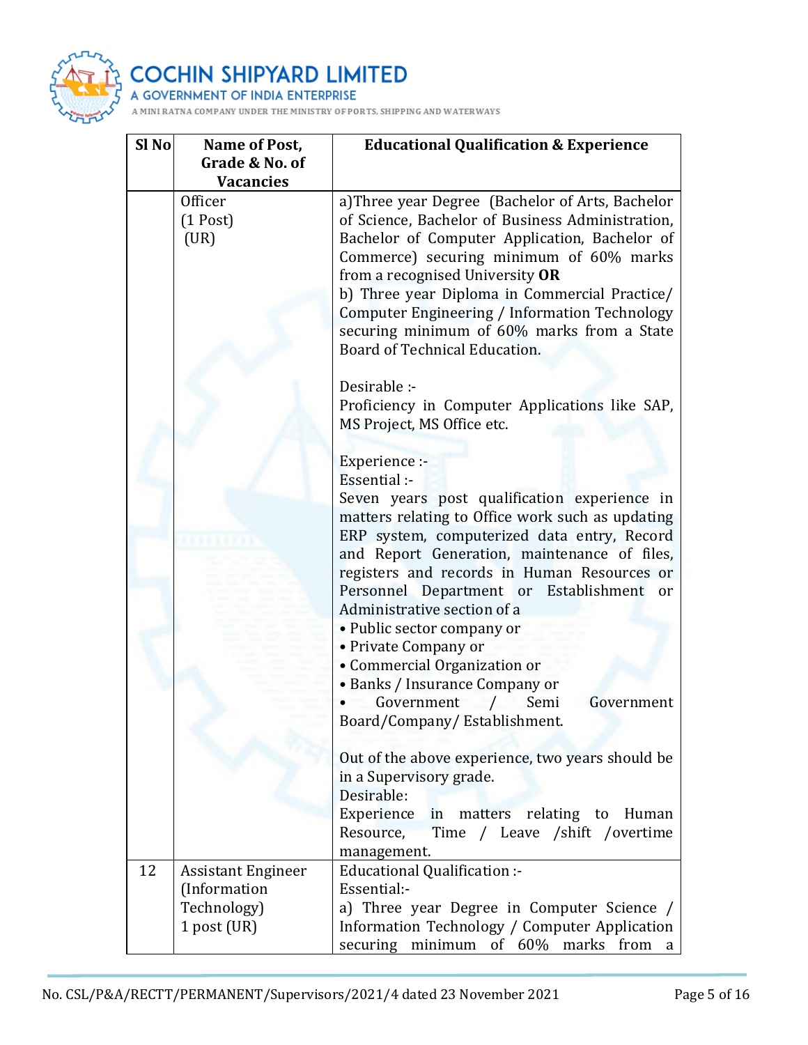| Sl No | Name of Post, Grade & No. of Vacancies | Educational Qualification & Experience |
|---|---|---|
| | Officer<br>(1 Post)<br>(UR) | a)Three year Degree (Bachelor of Arts, Bachelor of Science, Bachelor of Business Administration, Bachelor of Computer Application, Bachelor of Commerce) securing minimum of 60% marks from a recognised University **OR**<br>b) Three year Diploma in Commercial Practice/ Computer Engineering / Information Technology securing minimum of 60% marks from a State Board of Technical Education.<br><br>Desirable :-<br>Proficiency in Computer Applications like SAP, MS Project, MS Office etc.<br><br>Experience :-<br>Essential :-<br>Seven years post qualification experience in matters relating to Office work such as updating ERP system, computerized data entry, Record and Report Generation, maintenance of files, registers and records in Human Resources or Personnel Department or Establishment or Administrative section of a<br>• Public sector company or<br>• Private Company or<br>• Commercial Organization or<br>• Banks / Insurance Company or<br>• Government / Semi Government Board/Company/ Establishment.<br><br>Out of the above experience, two years should be in a Supervisory grade.<br>Desirable:<br>Experience in matters relating to Human Resource, Time / Leave /shift /overtime management. |
| 12 | Assistant Engineer (Information Technology)<br>1 post (UR) | Educational Qualification :-<br>Essential:-<br>a) Three year Degree in Computer Science / Information Technology / Computer Application securing minimum of 60% marks from a |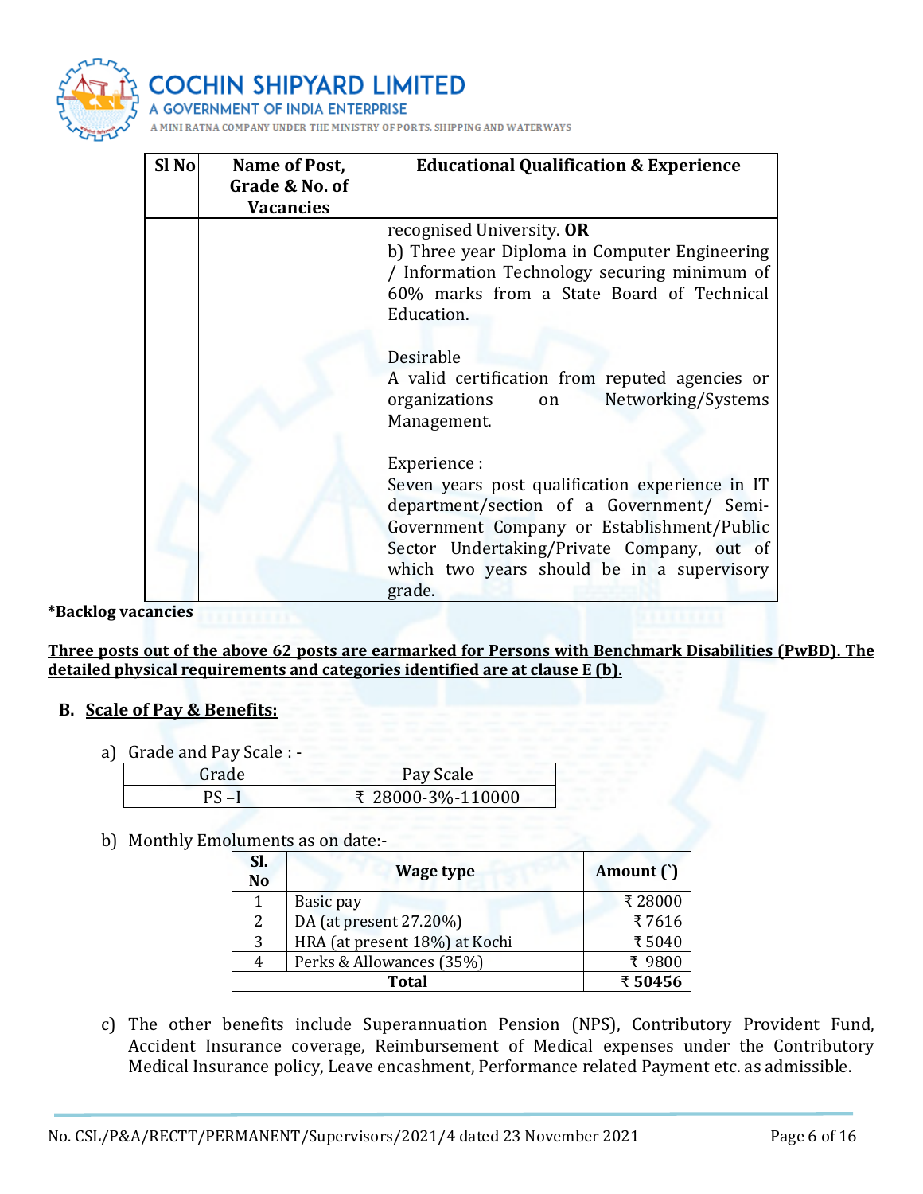| Sl No | Name of Post, Grade & No. of Vacancies | Educational Qualification & Experience |
|---|---|---|
| | | recognised University. **OR**<br>b) Three year Diploma in Computer Engineering / Information Technology securing minimum of 60% marks from a State Board of Technical Education.<br><br>Desirable<br>A valid certification from reputed agencies or organizations on Networking/Systems Management.<br><br>Experience :<br>Seven years post qualification experience in IT department/section of a Government/ Semi-Government Company or Establishment/Public Sector Undertaking/Private Company, out of which two years should be in a supervisory grade. |

**\*Backlog vacancies**

**<u>Three posts out of the above 62 posts are earmarked for Persons with Benchmark Disabilities (PwBD). The detailed physical requirements and categories identified are at clause E (b).</u>**

## B. Scale of Pay & Benefits:

a) Grade and Pay Scale : -

| Grade | Pay Scale |
|---|---|
| PS –I | ₹ 28000-3%-110000 |

b) Monthly Emoluments as on date:-

| Sl. No | Wage type | Amount (`) |
|---|---|---|
| 1 | Basic pay | ₹ 28000 |
| 2 | DA (at present 27.20%) | ₹ 7616 |
| 3 | HRA (at present 18%) at Kochi | ₹ 5040 |
| 4 | Perks & Allowances (35%) | ₹ 9800 |
| | **Total** | **₹ 50456** |

c) The other benefits include Superannuation Pension (NPS), Contributory Provident Fund, Accident Insurance coverage, Reimbursement of Medical expenses under the Contributory Medical Insurance policy, Leave encashment, Performance related Payment etc. as admissible.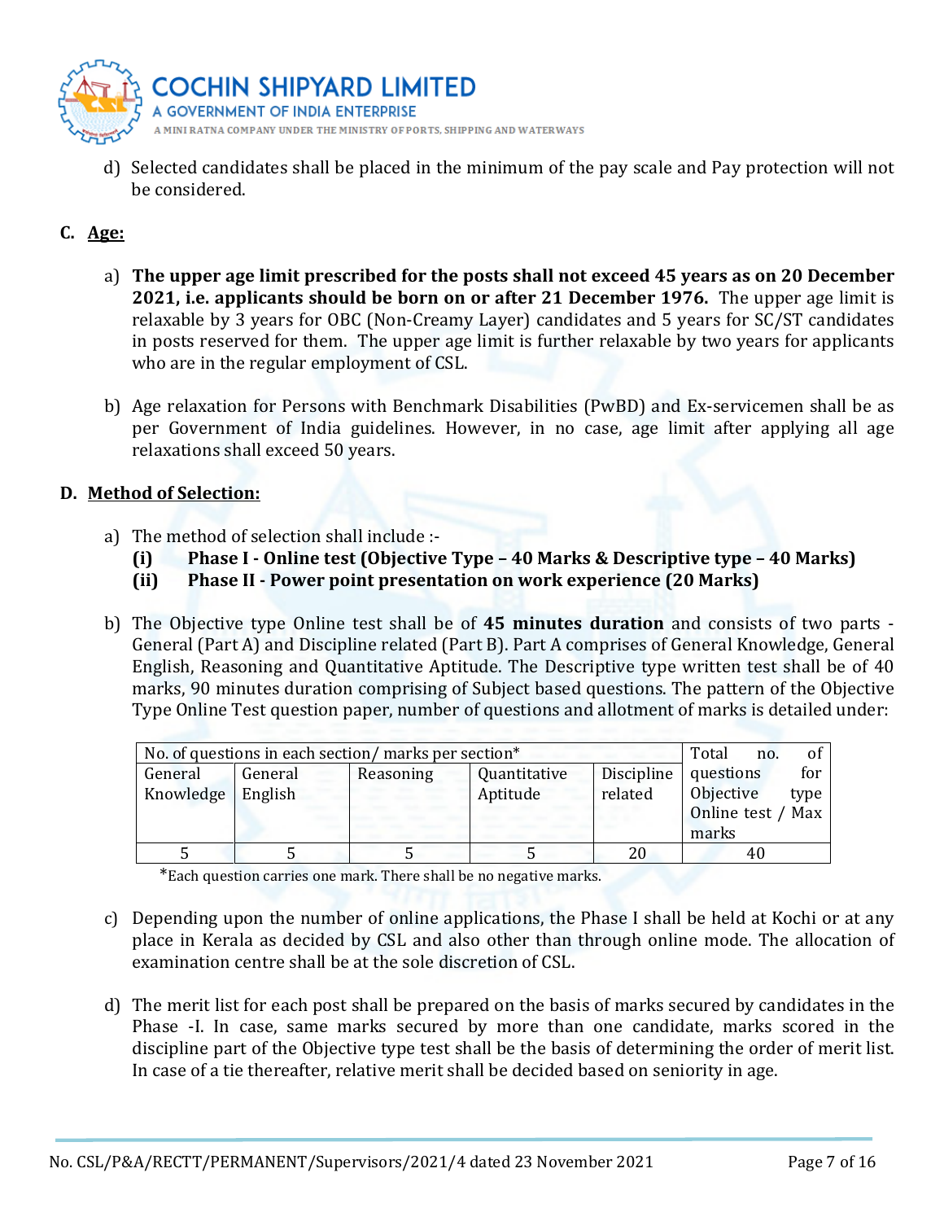d) Selected candidates shall be placed in the minimum of the pay scale and Pay protection will not be considered.

## C. Age:

a) **The upper age limit prescribed for the posts shall not exceed 45 years as on 20 December 2021, i.e. applicants should be born on or after 21 December 1976.** The upper age limit is relaxable by 3 years for OBC (Non-Creamy Layer) candidates and 5 years for SC/ST candidates in posts reserved for them. The upper age limit is further relaxable by two years for applicants who are in the regular employment of CSL.

b) Age relaxation for Persons with Benchmark Disabilities (PwBD) and Ex-servicemen shall be as per Government of India guidelines. However, in no case, age limit after applying all age relaxations shall exceed 50 years.

## D. Method of Selection:

a) The method of selection shall include :-

**(i) Phase I - Online test (Objective Type – 40 Marks & Descriptive type – 40 Marks)**

**(ii) Phase II - Power point presentation on work experience (20 Marks)**

b) The Objective type Online test shall be of **45 minutes duration** and consists of two parts - General (Part A) and Discipline related (Part B). Part A comprises of General Knowledge, General English, Reasoning and Quantitative Aptitude. The Descriptive type written test shall be of 40 marks, 90 minutes duration comprising of Subject based questions. The pattern of the Objective Type Online Test question paper, number of questions and allotment of marks is detailed under:

| No. of questions in each section/ marks per section* | | | | | Total no. of questions for Objective type Online test / Max marks |
|---|---|---|---|---|---|
| General Knowledge | General English | Reasoning | Quantitative Aptitude | Discipline related | |
| 5 | 5 | 5 | 5 | 20 | 40 |

*Each question carries one mark. There shall be no negative marks.

c) Depending upon the number of online applications, the Phase I shall be held at Kochi or at any place in Kerala as decided by CSL and also other than through online mode. The allocation of examination centre shall be at the sole discretion of CSL.

d) The merit list for each post shall be prepared on the basis of marks secured by candidates in the Phase -I. In case, same marks secured by more than one candidate, marks scored in the discipline part of the Objective type test shall be the basis of determining the order of merit list. In case of a tie thereafter, relative merit shall be decided based on seniority in age.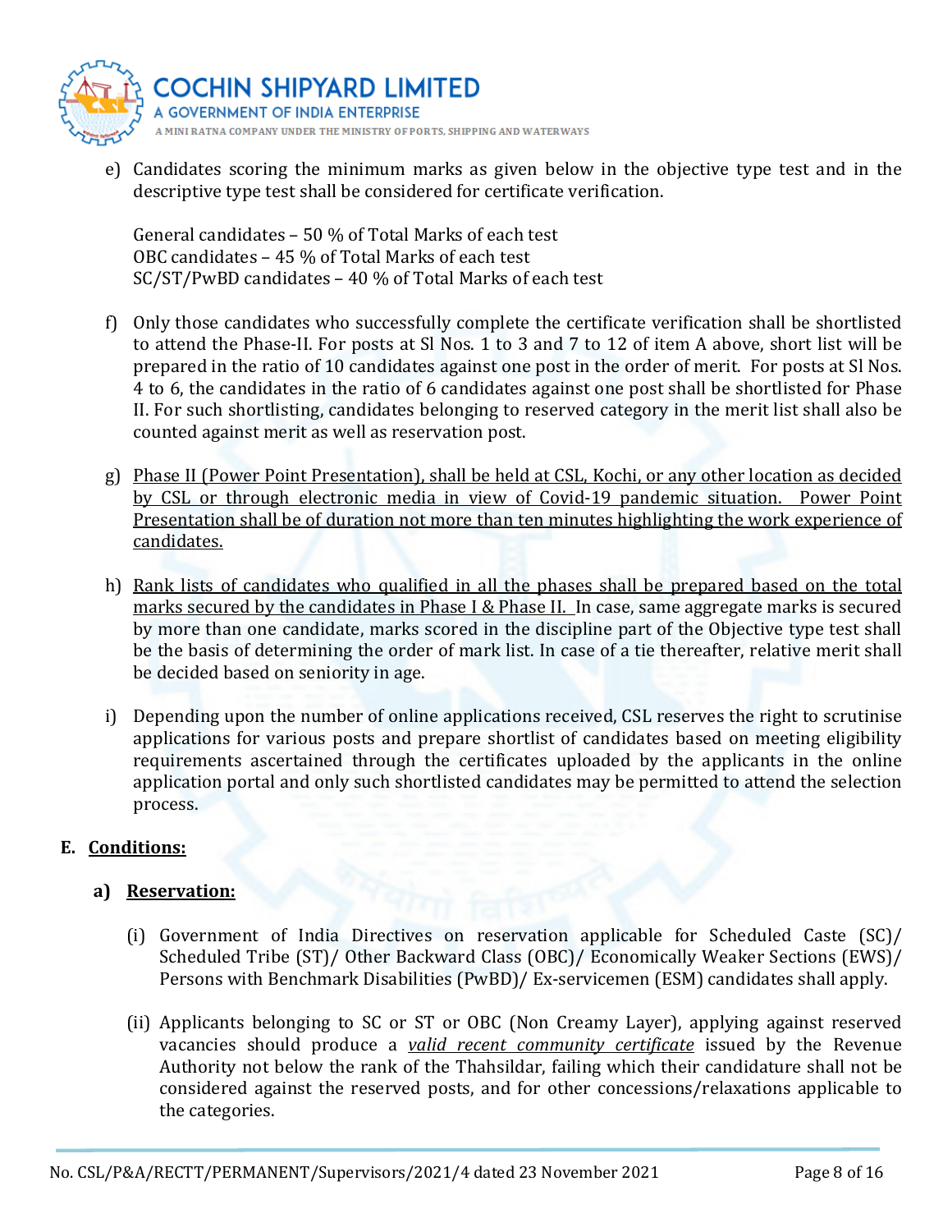e) Candidates scoring the minimum marks as given below in the objective type test and in the descriptive type test shall be considered for certificate verification.

   General candidates – 50 % of Total Marks of each test
   OBC candidates – 45 % of Total Marks of each test
   SC/ST/PwBD candidates – 40 % of Total Marks of each test

f) Only those candidates who successfully complete the certificate verification shall be shortlisted to attend the Phase-II. For posts at Sl Nos. 1 to 3 and 7 to 12 of item A above, short list will be prepared in the ratio of 10 candidates against one post in the order of merit. For posts at Sl Nos. 4 to 6, the candidates in the ratio of 6 candidates against one post shall be shortlisted for Phase II. For such shortlisting, candidates belonging to reserved category in the merit list shall also be counted against merit as well as reservation post.

g) Phase II (Power Point Presentation), shall be held at CSL, Kochi, or any other location as decided by CSL or through electronic media in view of Covid-19 pandemic situation. Power Point Presentation shall be of duration not more than ten minutes highlighting the work experience of candidates.

h) Rank lists of candidates who qualified in all the phases shall be prepared based on the total marks secured by the candidates in Phase I & Phase II. In case, same aggregate marks is secured by more than one candidate, marks scored in the discipline part of the Objective type test shall be the basis of determining the order of mark list. In case of a tie thereafter, relative merit shall be decided based on seniority in age.

i) Depending upon the number of online applications received, CSL reserves the right to scrutinise applications for various posts and prepare shortlist of candidates based on meeting eligibility requirements ascertained through the certificates uploaded by the applicants in the online application portal and only such shortlisted candidates may be permitted to attend the selection process.

## E. Conditions:

### a) Reservation:

(i) Government of India Directives on reservation applicable for Scheduled Caste (SC)/ Scheduled Tribe (ST)/ Other Backward Class (OBC)/ Economically Weaker Sections (EWS)/ Persons with Benchmark Disabilities (PwBD)/ Ex-servicemen (ESM) candidates shall apply.

(ii) Applicants belonging to SC or ST or OBC (Non Creamy Layer), applying against reserved vacancies should produce a *valid recent community certificate* issued by the Revenue Authority not below the rank of the Thahsildar, failing which their candidature shall not be considered against the reserved posts, and for other concessions/relaxations applicable to the categories.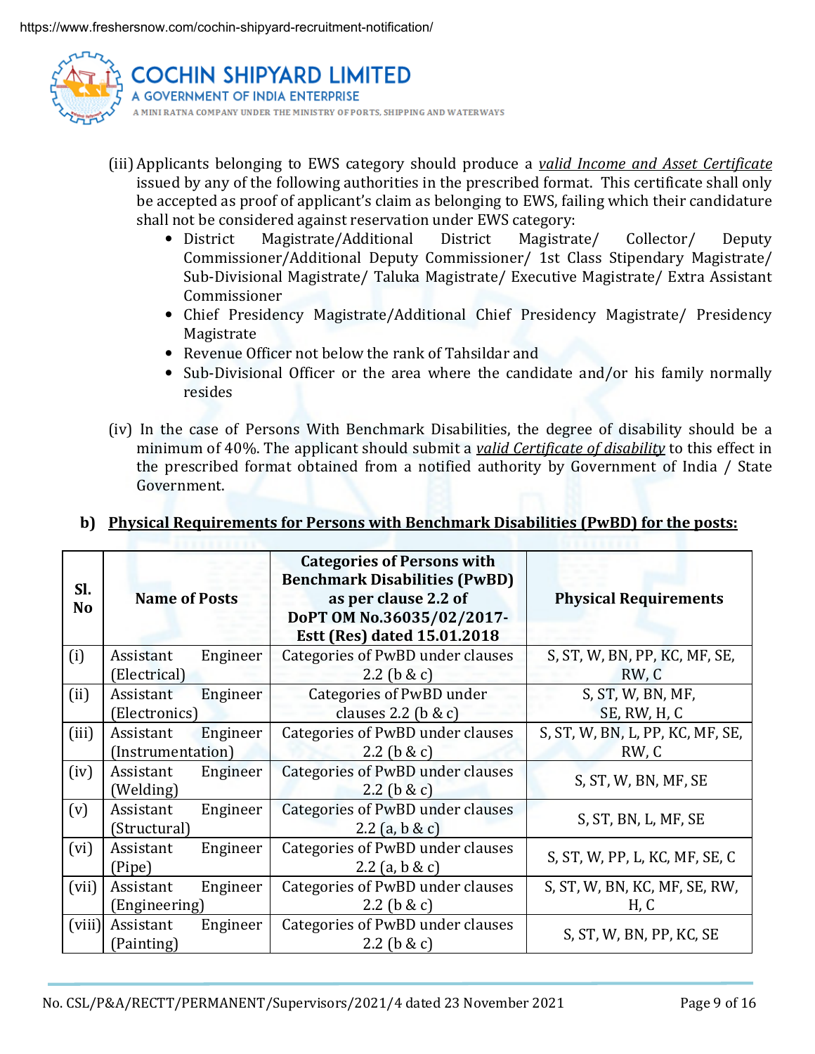(iii) Applicants belonging to EWS category should produce a *valid Income and Asset Certificate* issued by any of the following authorities in the prescribed format. This certificate shall only be accepted as proof of applicant's claim as belonging to EWS, failing which their candidature shall not be considered against reservation under EWS category:

- District Magistrate/Additional District Magistrate/ Collector/ Deputy Commissioner/Additional Deputy Commissioner/ 1st Class Stipendary Magistrate/ Sub-Divisional Magistrate/ Taluka Magistrate/ Executive Magistrate/ Extra Assistant Commissioner
- Chief Presidency Magistrate/Additional Chief Presidency Magistrate/ Presidency Magistrate
- Revenue Officer not below the rank of Tahsildar and
- Sub-Divisional Officer or the area where the candidate and/or his family normally resides

(iv) In the case of Persons With Benchmark Disabilities, the degree of disability should be a minimum of 40%. The applicant should submit a *valid Certificate of disability* to this effect in the prescribed format obtained from a notified authority by Government of India / State Government.

**b) Physical Requirements for Persons with Benchmark Disabilities (PwBD) for the posts:**

| Sl. No | Name of Posts | Categories of Persons with Benchmark Disabilities (PwBD) as per clause 2.2 of DoPT OM No.36035/02/2017-Estt (Res) dated 15.01.2018 | Physical Requirements |
|---|---|---|---|
| (i) | Assistant Engineer (Electrical) | Categories of PwBD under clauses 2.2 (b & c) | S, ST, W, BN, PP, KC, MF, SE, RW, C |
| (ii) | Assistant Engineer (Electronics) | Categories of PwBD under clauses 2.2 (b & c) | S, ST, W, BN, MF, SE, RW, H, C |
| (iii) | Assistant Engineer (Instrumentation) | Categories of PwBD under clauses 2.2 (b & c) | S, ST, W, BN, L, PP, KC, MF, SE, RW, C |
| (iv) | Assistant Engineer (Welding) | Categories of PwBD under clauses 2.2 (b & c) | S, ST, W, BN, MF, SE |
| (v) | Assistant Engineer (Structural) | Categories of PwBD under clauses 2.2 (a, b & c) | S, ST, BN, L, MF, SE |
| (vi) | Assistant Engineer (Pipe) | Categories of PwBD under clauses 2.2 (a, b & c) | S, ST, W, PP, L, KC, MF, SE, C |
| (vii) | Assistant Engineer (Engineering) | Categories of PwBD under clauses 2.2 (b & c) | S, ST, W, BN, KC, MF, SE, RW, H, C |
| (viii) | Assistant Engineer (Painting) | Categories of PwBD under clauses 2.2 (b & c) | S, ST, W, BN, PP, KC, SE |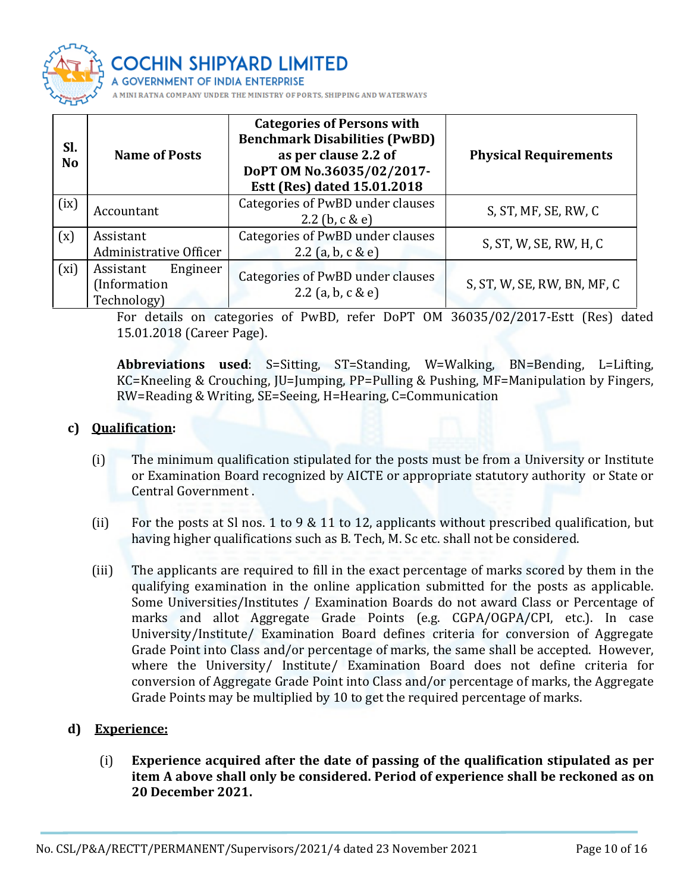| Sl. No | Name of Posts | Categories of Persons with Benchmark Disabilities (PwBD) as per clause 2.2 of DoPT OM No.36035/02/2017-Estt (Res) dated 15.01.2018 | Physical Requirements |
|---|---|---|---|
| (ix) | Accountant | Categories of PwBD under clauses 2.2 (b, c & e) | S, ST, MF, SE, RW, C |
| (x) | Assistant Administrative Officer | Categories of PwBD under clauses 2.2 (a, b, c & e) | S, ST, W, SE, RW, H, C |
| (xi) | Assistant Engineer (Information Technology) | Categories of PwBD under clauses 2.2 (a, b, c & e) | S, ST, W, SE, RW, BN, MF, C |

For details on categories of PwBD, refer DoPT OM 36035/02/2017-Estt (Res) dated 15.01.2018 (Career Page).

**Abbreviations used**: S=Sitting, ST=Standing, W=Walking, BN=Bending, L=Lifting, KC=Kneeling & Crouching, JU=Jumping, PP=Pulling & Pushing, MF=Manipulation by Fingers, RW=Reading & Writing, SE=Seeing, H=Hearing, C=Communication

**c) Qualification:**

(i) The minimum qualification stipulated for the posts must be from a University or Institute or Examination Board recognized by AICTE or appropriate statutory authority or State or Central Government .

(ii) For the posts at Sl nos. 1 to 9 & 11 to 12, applicants without prescribed qualification, but having higher qualifications such as B. Tech, M. Sc etc. shall not be considered.

(iii) The applicants are required to fill in the exact percentage of marks scored by them in the qualifying examination in the online application submitted for the posts as applicable. Some Universities/Institutes / Examination Boards do not award Class or Percentage of marks and allot Aggregate Grade Points (e.g. CGPA/OGPA/CPI, etc.). In case University/Institute/ Examination Board defines criteria for conversion of Aggregate Grade Point into Class and/or percentage of marks, the same shall be accepted. However, where the University/ Institute/ Examination Board does not define criteria for conversion of Aggregate Grade Point into Class and/or percentage of marks, the Aggregate Grade Points may be multiplied by 10 to get the required percentage of marks.

**d) Experience:**

(i) **Experience acquired after the date of passing of the qualification stipulated as per item A above shall only be considered. Period of experience shall be reckoned as on 20 December 2021.**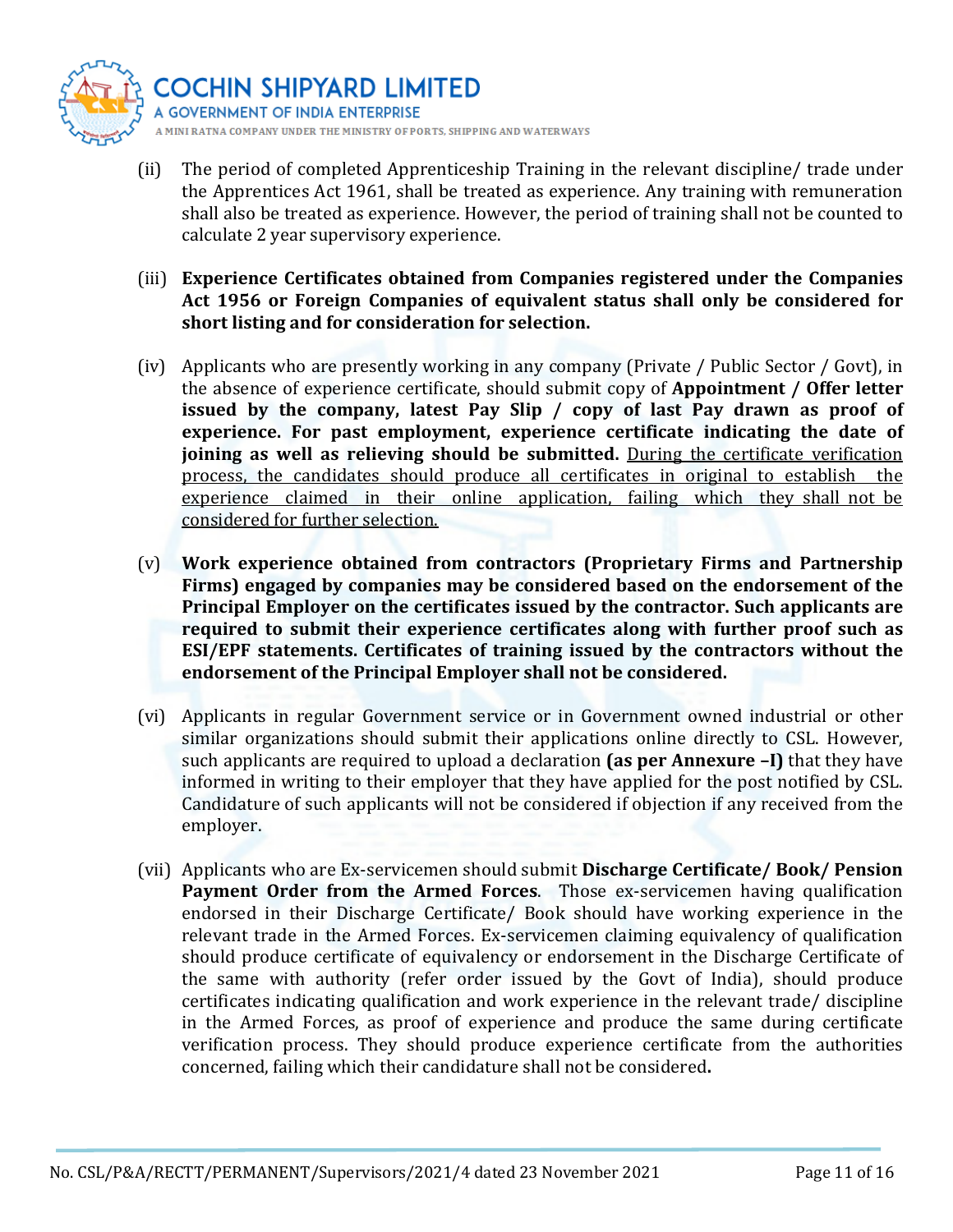(ii) The period of completed Apprenticeship Training in the relevant discipline/ trade under the Apprentices Act 1961, shall be treated as experience. Any training with remuneration shall also be treated as experience. However, the period of training shall not be counted to calculate 2 year supervisory experience.

(iii) **Experience Certificates obtained from Companies registered under the Companies Act 1956 or Foreign Companies of equivalent status shall only be considered for short listing and for consideration for selection.**

(iv) Applicants who are presently working in any company (Private / Public Sector / Govt), in the absence of experience certificate, should submit copy of **Appointment / Offer letter issued by the company, latest Pay Slip / copy of last Pay drawn as proof of experience. For past employment, experience certificate indicating the date of joining as well as relieving should be submitted.** <u>During the certificate verification process, the candidates should produce all certificates in original to establish the experience claimed in their online application, failing which they shall not be considered for further selection.</u>

(v) **Work experience obtained from contractors (Proprietary Firms and Partnership Firms) engaged by companies may be considered based on the endorsement of the Principal Employer on the certificates issued by the contractor. Such applicants are required to submit their experience certificates along with further proof such as ESI/EPF statements. Certificates of training issued by the contractors without the endorsement of the Principal Employer shall not be considered.**

(vi) Applicants in regular Government service or in Government owned industrial or other similar organizations should submit their applications online directly to CSL. However, such applicants are required to upload a declaration **(as per Annexure –I)** that they have informed in writing to their employer that they have applied for the post notified by CSL. Candidature of such applicants will not be considered if objection if any received from the employer.

(vii) Applicants who are Ex-servicemen should submit **Discharge Certificate/ Book/ Pension Payment Order from the Armed Forces**. Those ex-servicemen having qualification endorsed in their Discharge Certificate/ Book should have working experience in the relevant trade in the Armed Forces. Ex-servicemen claiming equivalency of qualification should produce certificate of equivalency or endorsement in the Discharge Certificate of the same with authority (refer order issued by the Govt of India), should produce certificates indicating qualification and work experience in the relevant trade/ discipline in the Armed Forces, as proof of experience and produce the same during certificate verification process. They should produce experience certificate from the authorities concerned, failing which their candidature shall not be considered**.**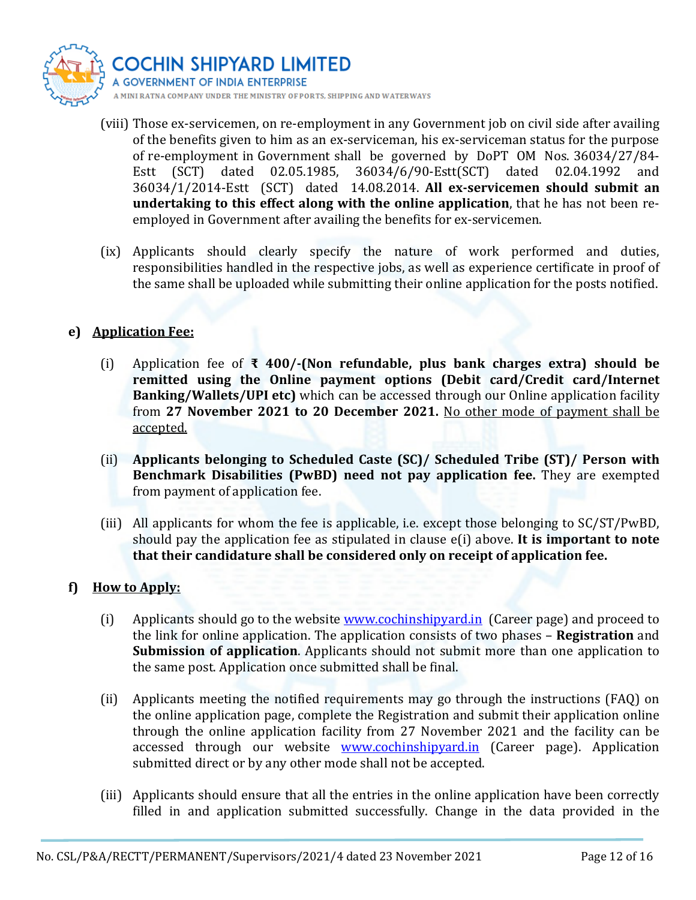(viii) Those ex-servicemen, on re-employment in any Government job on civil side after availing of the benefits given to him as an ex-serviceman, his ex-serviceman status for the purpose of re-employment in Government shall be governed by DoPT OM Nos. 36034/27/84-Estt (SCT) dated 02.05.1985, 36034/6/90-Estt(SCT) dated 02.04.1992 and 36034/1/2014-Estt (SCT) dated 14.08.2014. **All ex-servicemen should submit an undertaking to this effect along with the online application**, that he has not been re-employed in Government after availing the benefits for ex-servicemen.

(ix) Applicants should clearly specify the nature of work performed and duties, responsibilities handled in the respective jobs, as well as experience certificate in proof of the same shall be uploaded while submitting their online application for the posts notified.

**e) <u>Application Fee:</u>**

(i) Application fee of **₹ 400/-(Non refundable, plus bank charges extra) should be remitted using the Online payment options (Debit card/Credit card/Internet Banking/Wallets/UPI etc)** which can be accessed through our Online application facility from **27 November 2021 to 20 December 2021.** <u>No other mode of payment shall be accepted.</u>

(ii) **Applicants belonging to Scheduled Caste (SC)/ Scheduled Tribe (ST)/ Person with Benchmark Disabilities (PwBD) need not pay application fee.** They are exempted from payment of application fee.

(iii) All applicants for whom the fee is applicable, i.e. except those belonging to SC/ST/PwBD, should pay the application fee as stipulated in clause e(i) above. **It is important to note that their candidature shall be considered only on receipt of application fee.**

**f) <u>How to Apply:</u>**

(i) Applicants should go to the website www.cochinshipyard.in (Career page) and proceed to the link for online application. The application consists of two phases – **Registration** and **Submission of application**. Applicants should not submit more than one application to the same post. Application once submitted shall be final.

(ii) Applicants meeting the notified requirements may go through the instructions (FAQ) on the online application page, complete the Registration and submit their application online through the online application facility from 27 November 2021 and the facility can be accessed through our website www.cochinshipyard.in (Career page). Application submitted direct or by any other mode shall not be accepted.

(iii) Applicants should ensure that all the entries in the online application have been correctly filled in and application submitted successfully. Change in the data provided in the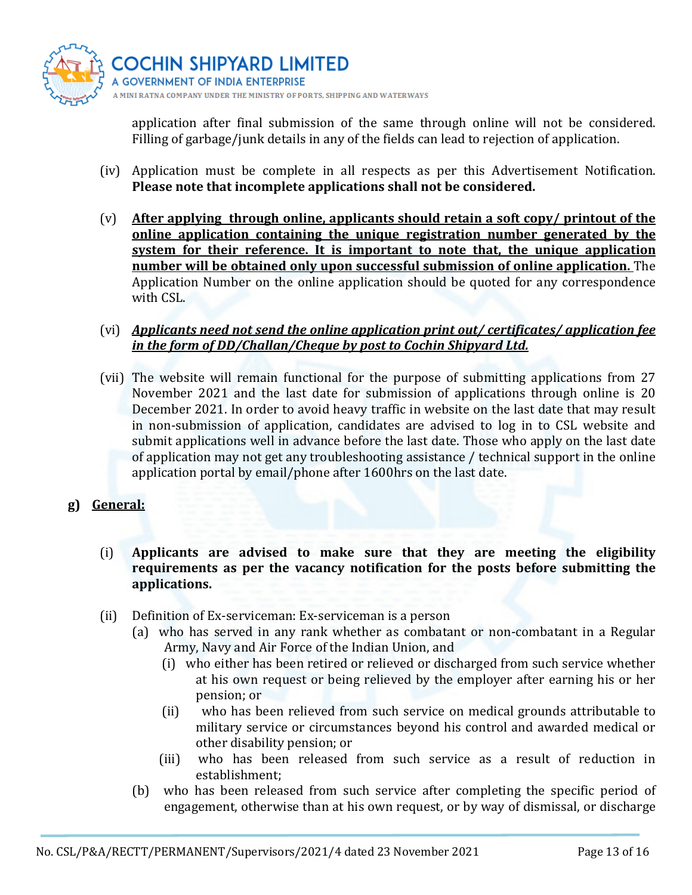application after final submission of the same through online will not be considered. Filling of garbage/junk details in any of the fields can lead to rejection of application.

(iv) Application must be complete in all respects as per this Advertisement Notification. **Please note that incomplete applications shall not be considered.**

(v) **After applying through online, applicants should retain a soft copy/ printout of the online application containing the unique registration number generated by the system for their reference. It is important to note that, the unique application number will be obtained only upon successful submission of online application.** The Application Number on the online application should be quoted for any correspondence with CSL.

(vi) ***Applicants need not send the online application print out/ certificates/ application fee in the form of DD/Challan/Cheque by post to Cochin Shipyard Ltd.***

(vii) The website will remain functional for the purpose of submitting applications from 27 November 2021 and the last date for submission of applications through online is 20 December 2021. In order to avoid heavy traffic in website on the last date that may result in non-submission of application, candidates are advised to log in to CSL website and submit applications well in advance before the last date. Those who apply on the last date of application may not get any troubleshooting assistance / technical support in the online application portal by email/phone after 1600hrs on the last date.

**g) General:**

(i) **Applicants are advised to make sure that they are meeting the eligibility requirements as per the vacancy notification for the posts before submitting the applications.**

(ii) Definition of Ex-serviceman: Ex-serviceman is a person

(a) who has served in any rank whether as combatant or non-combatant in a Regular Army, Navy and Air Force of the Indian Union, and

(i) who either has been retired or relieved or discharged from such service whether at his own request or being relieved by the employer after earning his or her pension; or

(ii) who has been relieved from such service on medical grounds attributable to military service or circumstances beyond his control and awarded medical or other disability pension; or

(iii) who has been released from such service as a result of reduction in establishment;

(b) who has been released from such service after completing the specific period of engagement, otherwise than at his own request, or by way of dismissal, or discharge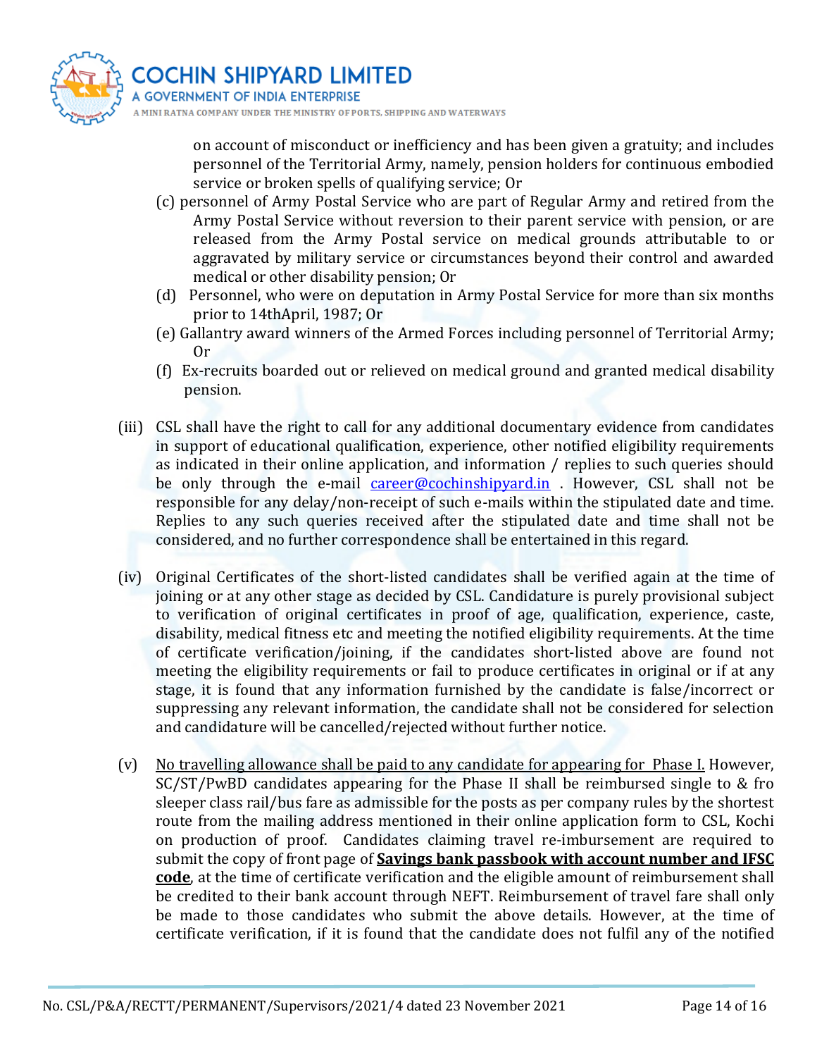on account of misconduct or inefficiency and has been given a gratuity; and includes personnel of the Territorial Army, namely, pension holders for continuous embodied service or broken spells of qualifying service; Or

(c) personnel of Army Postal Service who are part of Regular Army and retired from the Army Postal Service without reversion to their parent service with pension, or are released from the Army Postal service on medical grounds attributable to or aggravated by military service or circumstances beyond their control and awarded medical or other disability pension; Or

(d) Personnel, who were on deputation in Army Postal Service for more than six months prior to 14thApril, 1987; Or

(e) Gallantry award winners of the Armed Forces including personnel of Territorial Army; Or

(f) Ex-recruits boarded out or relieved on medical ground and granted medical disability pension.

(iii) CSL shall have the right to call for any additional documentary evidence from candidates in support of educational qualification, experience, other notified eligibility requirements as indicated in their online application, and information / replies to such queries should be only through the e-mail career@cochinshipyard.in . However, CSL shall not be responsible for any delay/non-receipt of such e-mails within the stipulated date and time. Replies to any such queries received after the stipulated date and time shall not be considered, and no further correspondence shall be entertained in this regard.

(iv) Original Certificates of the short-listed candidates shall be verified again at the time of joining or at any other stage as decided by CSL. Candidature is purely provisional subject to verification of original certificates in proof of age, qualification, experience, caste, disability, medical fitness etc and meeting the notified eligibility requirements. At the time of certificate verification/joining, if the candidates short-listed above are found not meeting the eligibility requirements or fail to produce certificates in original or if at any stage, it is found that any information furnished by the candidate is false/incorrect or suppressing any relevant information, the candidate shall not be considered for selection and candidature will be cancelled/rejected without further notice.

(v) No travelling allowance shall be paid to any candidate for appearing for Phase I. However, SC/ST/PwBD candidates appearing for the Phase II shall be reimbursed single to & fro sleeper class rail/bus fare as admissible for the posts as per company rules by the shortest route from the mailing address mentioned in their online application form to CSL, Kochi on production of proof. Candidates claiming travel re-imbursement are required to submit the copy of front page of **Savings bank passbook with account number and IFSC code**, at the time of certificate verification and the eligible amount of reimbursement shall be credited to their bank account through NEFT. Reimbursement of travel fare shall only be made to those candidates who submit the above details. However, at the time of certificate verification, if it is found that the candidate does not fulfil any of the notified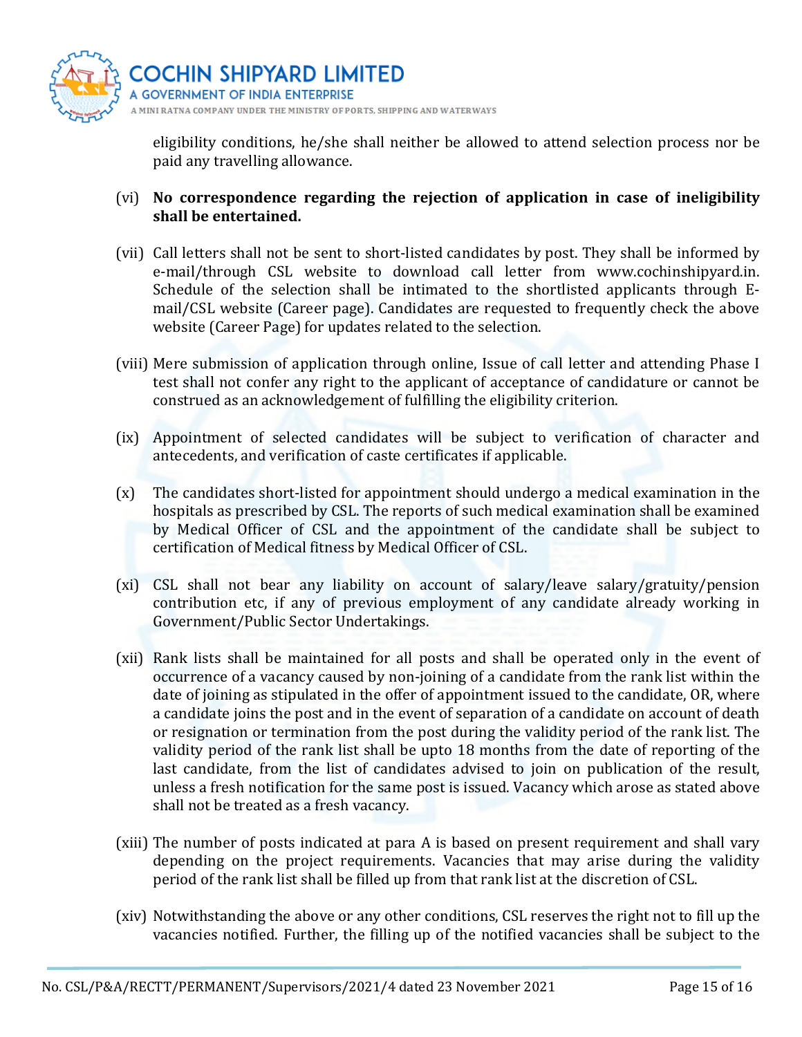eligibility conditions, he/she shall neither be allowed to attend selection process nor be paid any travelling allowance.

(vi) **No correspondence regarding the rejection of application in case of ineligibility shall be entertained.**

(vii) Call letters shall not be sent to short-listed candidates by post. They shall be informed by e-mail/through CSL website to download call letter from www.cochinshipyard.in. Schedule of the selection shall be intimated to the shortlisted applicants through E-mail/CSL website (Career page). Candidates are requested to frequently check the above website (Career Page) for updates related to the selection.

(viii) Mere submission of application through online, Issue of call letter and attending Phase I test shall not confer any right to the applicant of acceptance of candidature or cannot be construed as an acknowledgement of fulfilling the eligibility criterion.

(ix) Appointment of selected candidates will be subject to verification of character and antecedents, and verification of caste certificates if applicable.

(x) The candidates short-listed for appointment should undergo a medical examination in the hospitals as prescribed by CSL. The reports of such medical examination shall be examined by Medical Officer of CSL and the appointment of the candidate shall be subject to certification of Medical fitness by Medical Officer of CSL.

(xi) CSL shall not bear any liability on account of salary/leave salary/gratuity/pension contribution etc, if any of previous employment of any candidate already working in Government/Public Sector Undertakings.

(xii) Rank lists shall be maintained for all posts and shall be operated only in the event of occurrence of a vacancy caused by non-joining of a candidate from the rank list within the date of joining as stipulated in the offer of appointment issued to the candidate, OR, where a candidate joins the post and in the event of separation of a candidate on account of death or resignation or termination from the post during the validity period of the rank list. The validity period of the rank list shall be upto 18 months from the date of reporting of the last candidate, from the list of candidates advised to join on publication of the result, unless a fresh notification for the same post is issued. Vacancy which arose as stated above shall not be treated as a fresh vacancy.

(xiii) The number of posts indicated at para A is based on present requirement and shall vary depending on the project requirements. Vacancies that may arise during the validity period of the rank list shall be filled up from that rank list at the discretion of CSL.

(xiv) Notwithstanding the above or any other conditions, CSL reserves the right not to fill up the vacancies notified. Further, the filling up of the notified vacancies shall be subject to the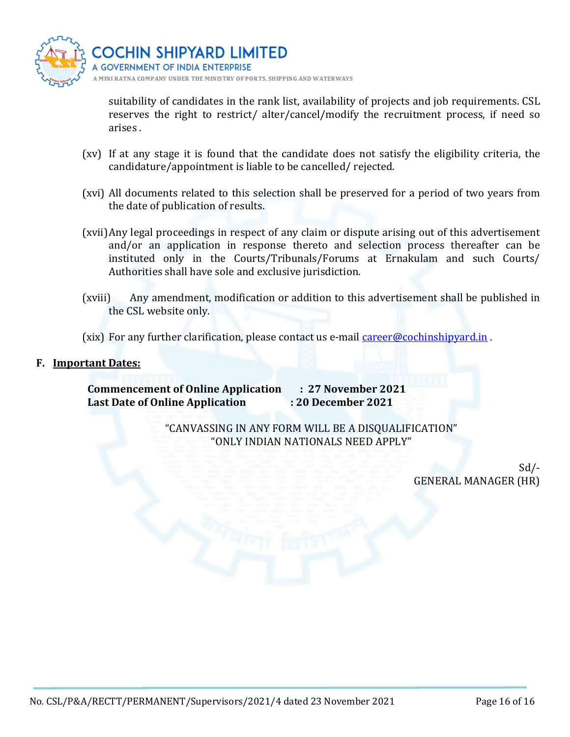suitability of candidates in the rank list, availability of projects and job requirements. CSL reserves the right to restrict/ alter/cancel/modify the recruitment process, if need so arises .

(xv) If at any stage it is found that the candidate does not satisfy the eligibility criteria, the candidature/appointment is liable to be cancelled/ rejected.

(xvi) All documents related to this selection shall be preserved for a period of two years from the date of publication of results.

(xvii) Any legal proceedings in respect of any claim or dispute arising out of this advertisement and/or an application in response thereto and selection process thereafter can be instituted only in the Courts/Tribunals/Forums at Ernakulam and such Courts/ Authorities shall have sole and exclusive jurisdiction.

(xviii) Any amendment, modification or addition to this advertisement shall be published in the CSL website only.

(xix) For any further clarification, please contact us e-mail career@cochinshipyard.in .

**F. Important Dates:**

**Commencement of Online Application : 27 November 2021**
**Last Date of Online Application : 20 December 2021**

"CANVASSING IN ANY FORM WILL BE A DISQUALIFICATION"
"ONLY INDIAN NATIONALS NEED APPLY"

Sd/-
GENERAL MANAGER (HR)

No. CSL/P&A/RECTT/PERMANENT/Supervisors/2021/4 dated 23 November 2021